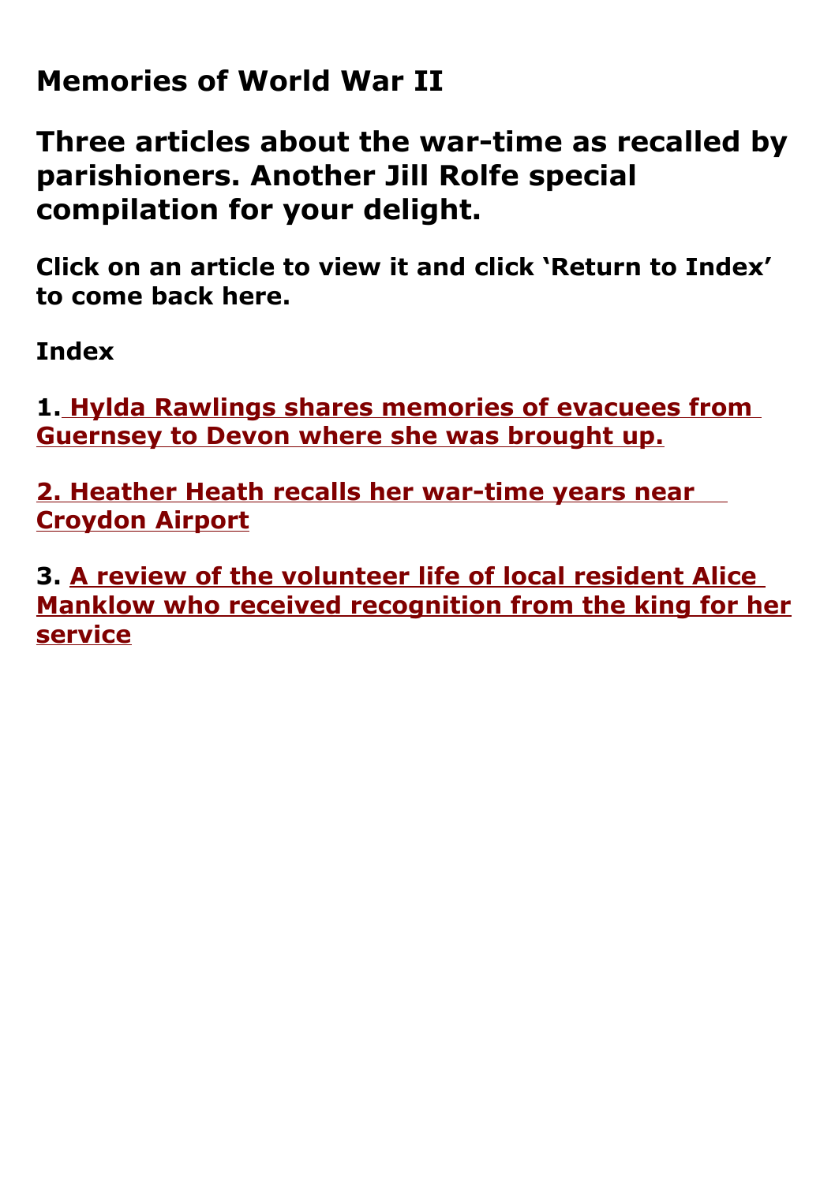# Memories of World War II

## Three articles about the war-time as recalled by parishioners. Another Jill Rolfe special compilation for your delight.

**Click on an article to view it and click 'Return to Index' to come back here.**

**Index**

**1. Hylda Rawlings shares memories of evacuees from Guernsey to Devon where she was brought up.**

**2. Heather Heath recalls her war-time years near Croydon Airport**

**3. A review of the volunteer life of local resident Alice Manklow who received recognition from the king for her service**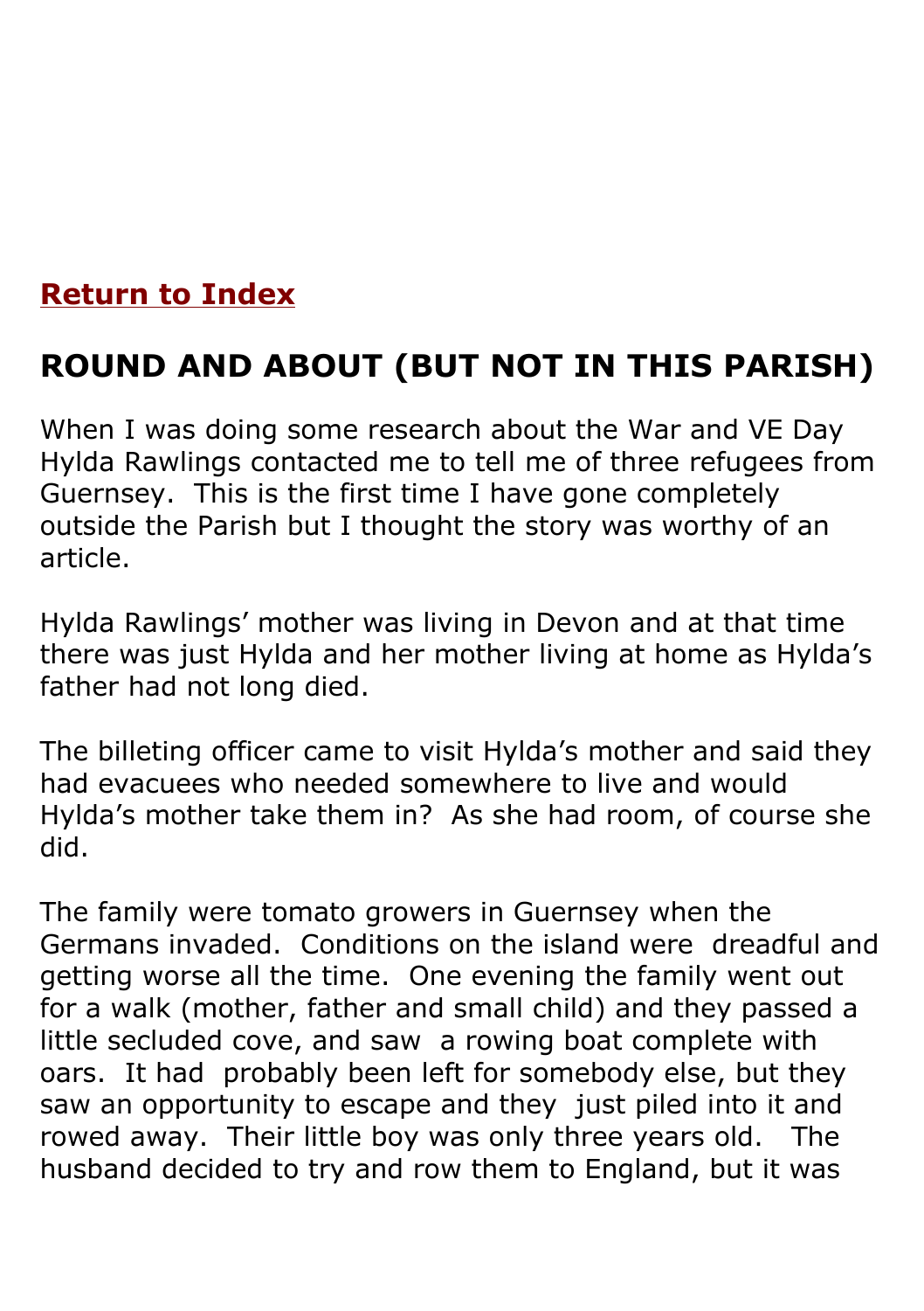**Return to Index**

## ROUND AND ABOUT (BUT NOT IN THIS PARISH)

When I was doing some research about the War and VE Day Hylda Rawlings contacted me to tell me of three refugees from Guernsey. This is the first time I have gone completely outside the Parish but I thought the story was worthy of an article.

Hylda Rawlings' mother was living in Devon and at that time there was just Hylda and her mother living at home as Hylda's father had not long died.

The billeting officer came to visit Hylda's mother and said they had evacuees who needed somewhere to live and would Hylda's mother take them in? As she had room, of course she did.

The family were tomato growers in Guernsey when the Germans invaded. Conditions on the island were dreadful and getting worse all the time. One evening the family went out for a walk (mother, father and small child) and they passed a little secluded cove, and saw a rowing boat complete with oars. It had probably been left for somebody else, but they saw an opportunity to escape and they just piled into it and rowed away. Their little boy was only three years old. The husband decided to try and row them to England, but it was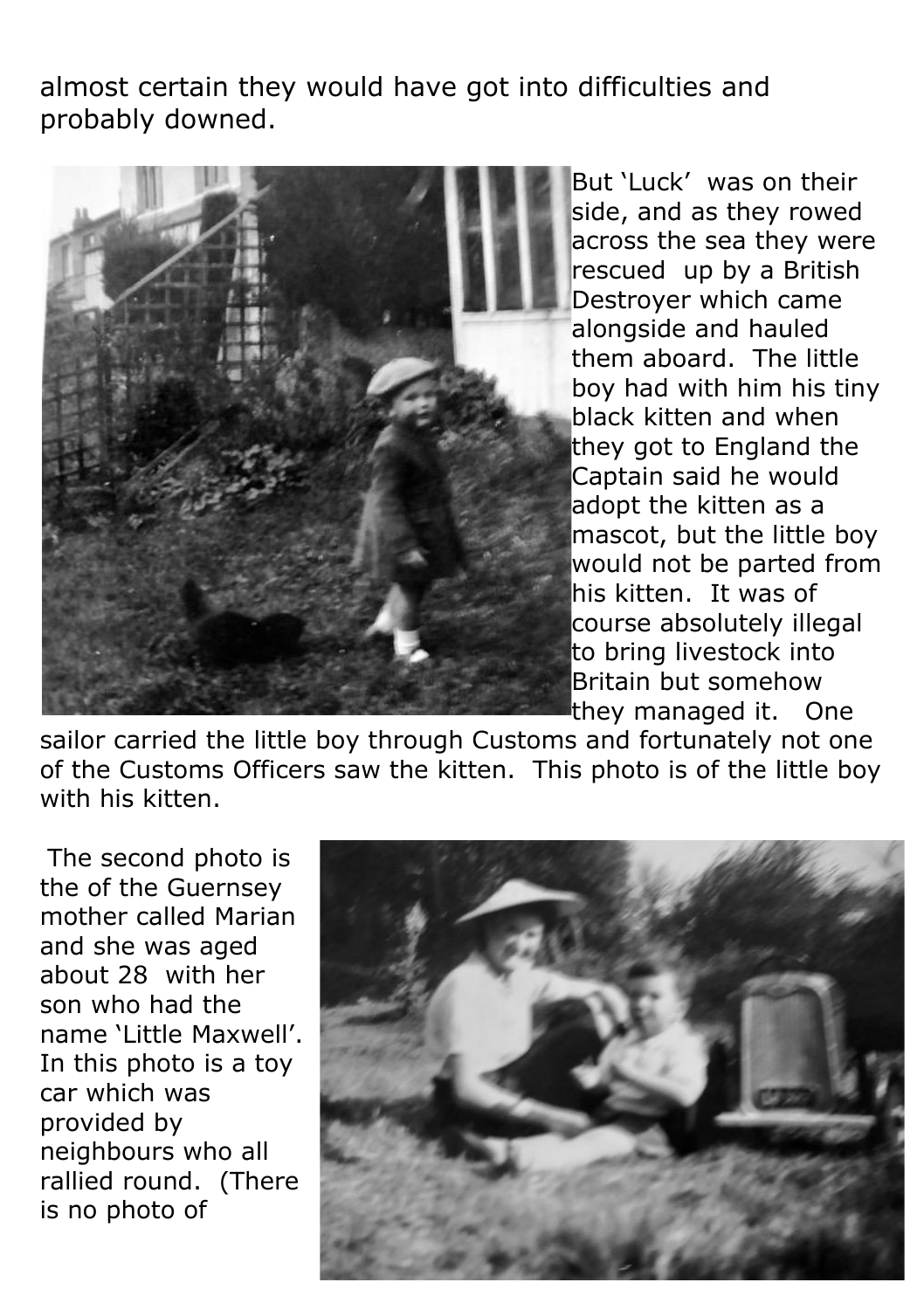almost certain they would have got into difficulties and probably downed.

But 'Luck' was on their side, and as they rowed across the sea they were rescued up by a British Destroyer which came alongside and hauled them aboard. The little boy had with him his tiny black kitten and when they got to England the Captain said he would adopt the kitten as a mascot, but the little boy would not be parted from his kitten. It was of course absolutely illegal to bring livestock into Britain but somehow they managed it. One sailor carried the little boy through Customs and fortunately not one of the Customs Officers saw the kitten. This photo is of the little boy with his kitten.

The second photo is the of the Guernsey mother called Marian and she was aged about 28 with her son who had the name 'Little Maxwell'. In this photo is a toy car which was provided by neighbours who all rallied round. (There is no photo of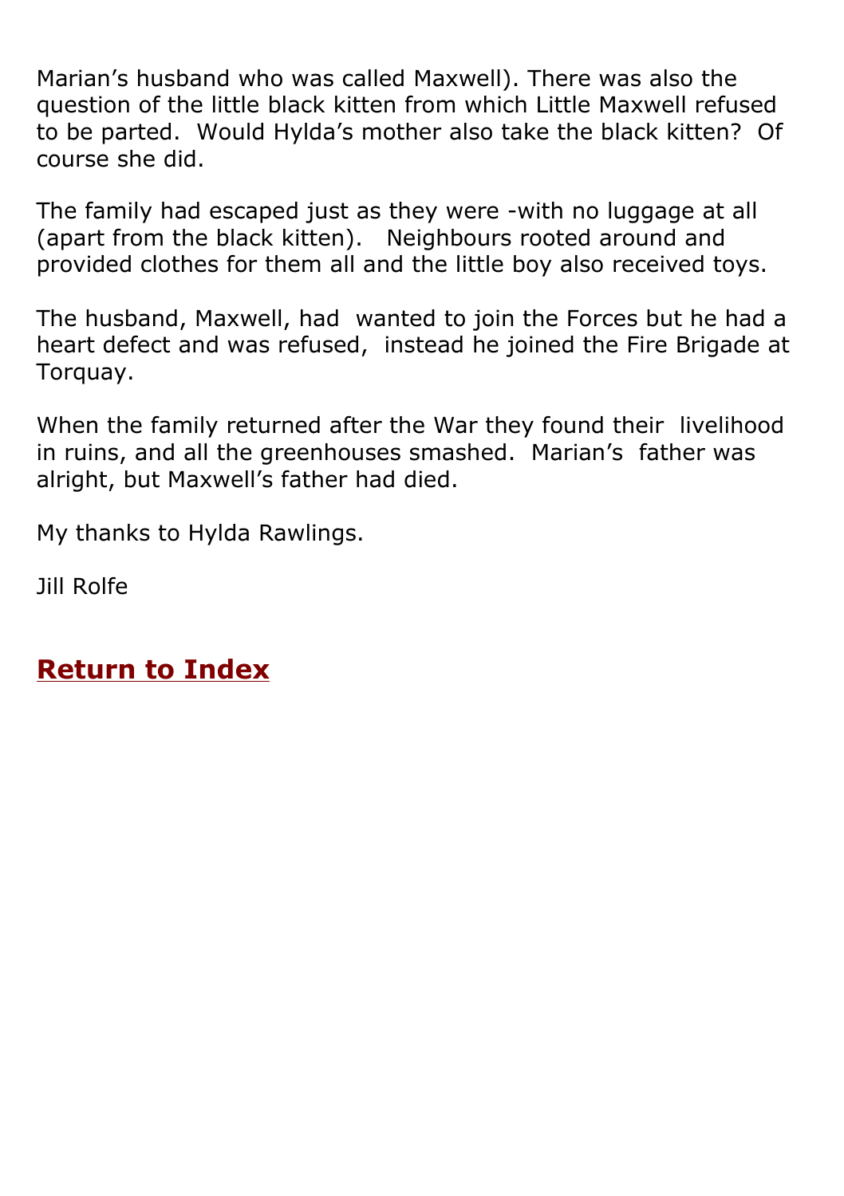Marian's husband who was called Maxwell). There was also the question of the little black kitten from which Little Maxwell refused to be parted. Would Hylda's mother also take the black kitten? Of course she did.

The family had escaped just as they were -with no luggage at all (apart from the black kitten). Neighbours rooted around and provided clothes for them all and the little boy also received toys.

The husband, Maxwell, had wanted to join the Forces but he had a heart defect and was refused, instead he joined the Fire Brigade at Torquay.

When the family returned after the War they found their livelihood in ruins, and all the greenhouses smashed. Marian's father was alright, but Maxwell's father had died.

My thanks to Hylda Rawlings.

Jill Rolfe

## Return to Index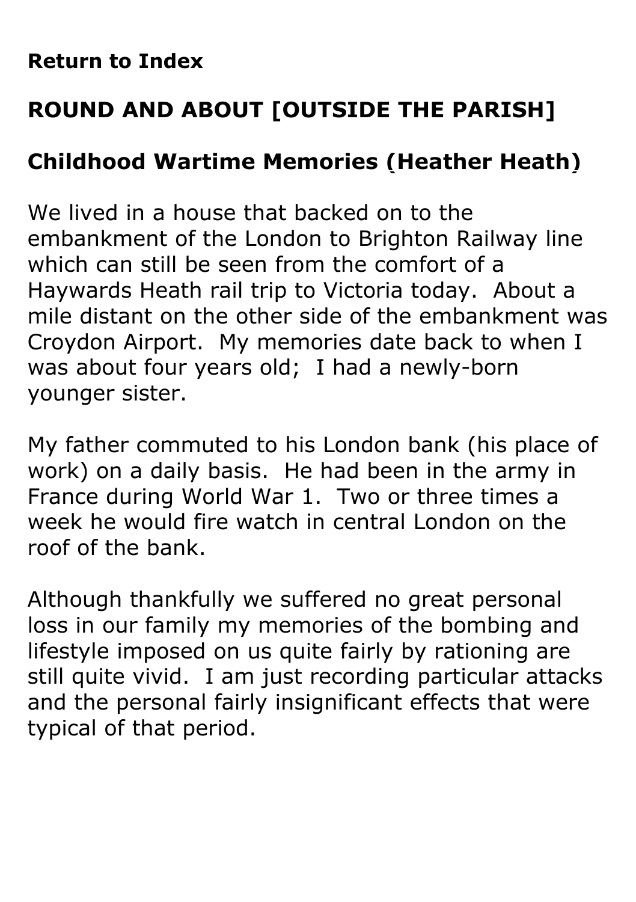**Return to Index**

## ROUND AND ABOUT [OUTSIDE THE PARISH]

### Childhood Wartime Memories (Heather Heath)

We lived in a house that backed on to the embankment of the London to Brighton Railway line which can still be seen from the comfort of a Haywards Heath rail trip to Victoria today. About a mile distant on the other side of the embankment was Croydon Airport. My memories date back to when I was about four years old; I had a newly-born younger sister.

My father commuted to his London bank (his place of work) on a daily basis. He had been in the army in France during World War 1. Two or three times a week he would fire watch in central London on the roof of the bank.

Although thankfully we suffered no great personal loss in our family my memories of the bombing and lifestyle imposed on us quite fairly by rationing are still quite vivid. I am just recording particular attacks and the personal fairly insignificant effects that were typical of that period.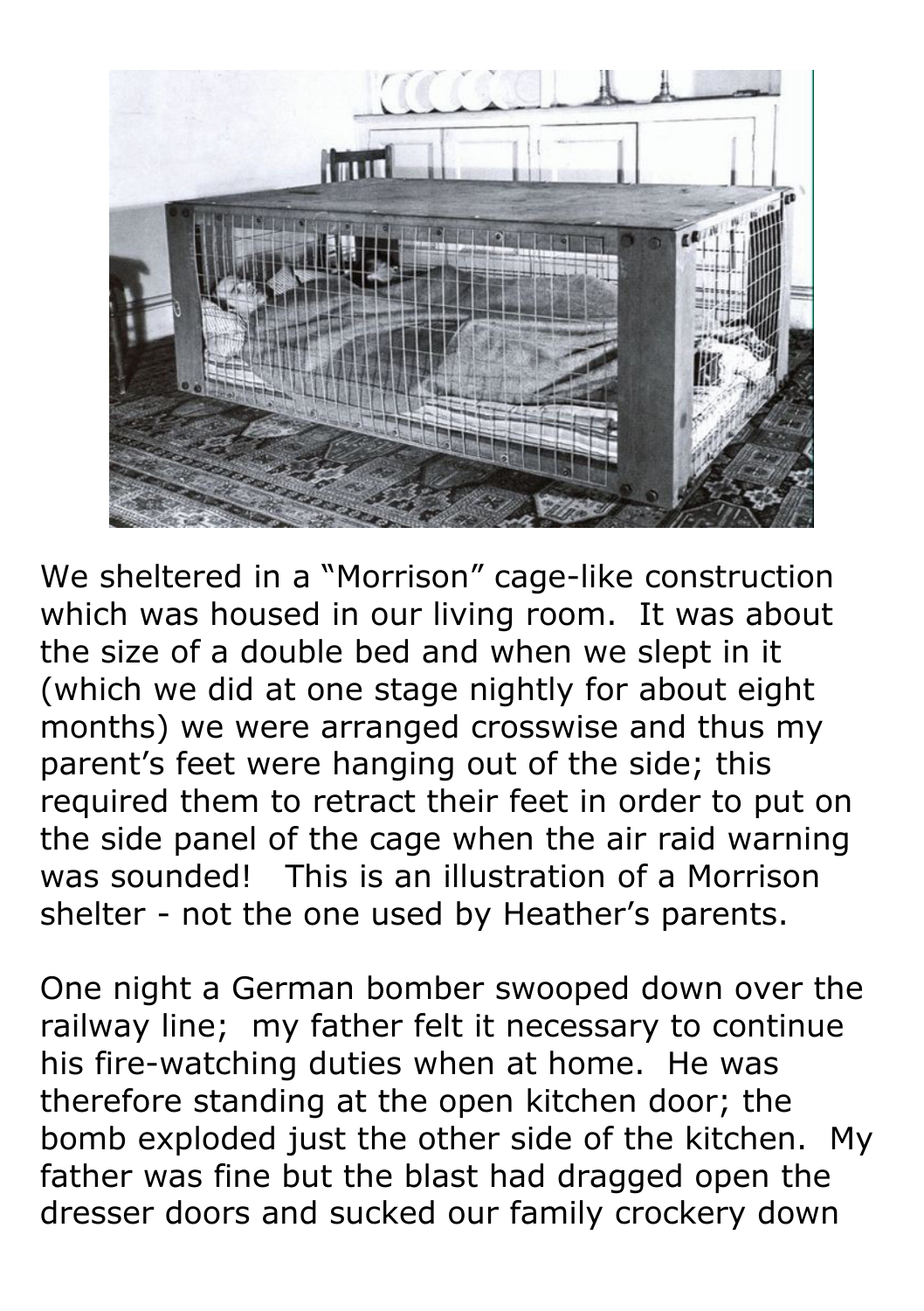We sheltered in a "Morrison" cage-like construction which was housed in our living room. It was about the size of a double bed and when we slept in it (which we did at one stage nightly for about eight months) we were arranged crosswise and thus my parent's feet were hanging out of the side; this required them to retract their feet in order to put on the side panel of the cage when the air raid warning was sounded! This is an illustration of a Morrison shelter - not the one used by Heather's parents.

One night a German bomber swooped down over the railway line; my father felt it necessary to continue his fire-watching duties when at home. He was therefore standing at the open kitchen door; the bomb exploded just the other side of the kitchen. My father was fine but the blast had dragged open the dresser doors and sucked our family crockery down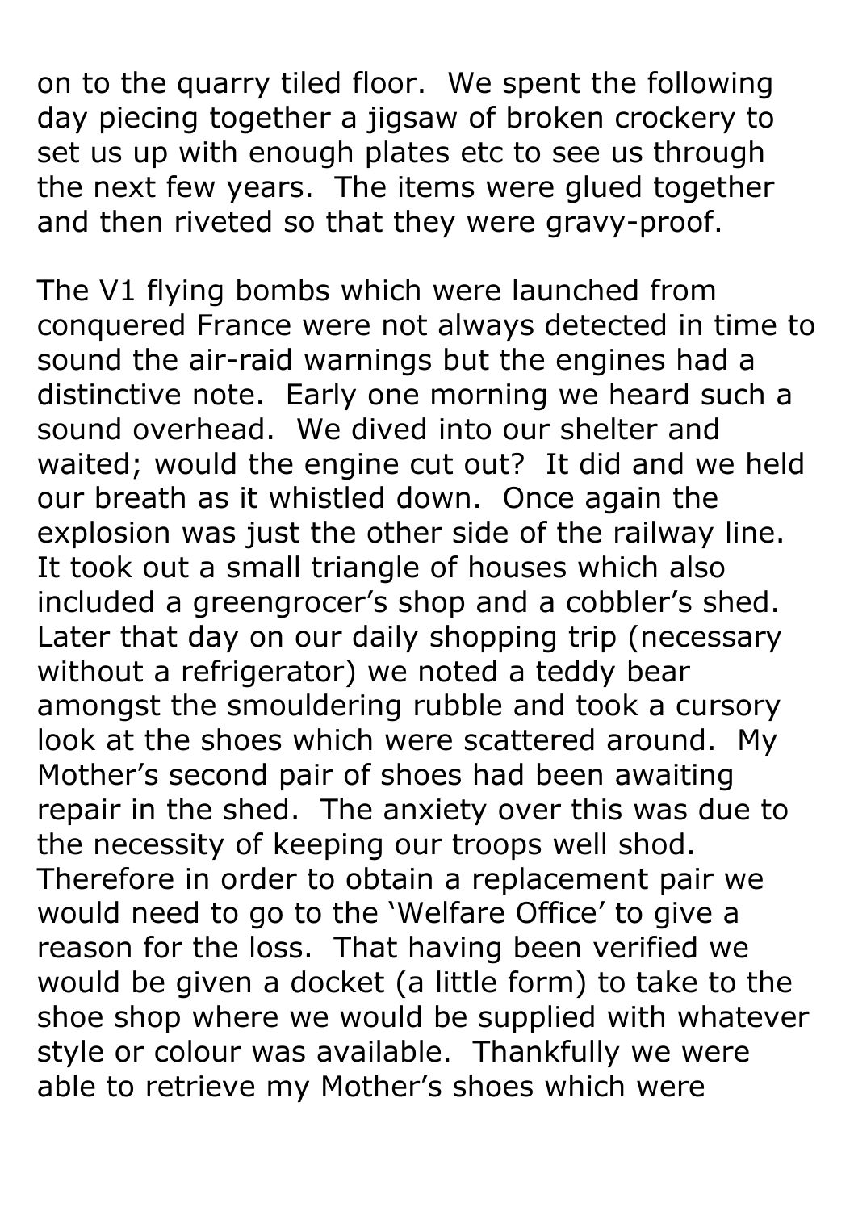on to the quarry tiled floor.  We spent the following day piecing together a jigsaw of broken crockery to set us up with enough plates etc to see us through the next few years.  The items were glued together and then riveted so that they were gravy-proof.

The V1 flying bombs which were launched from conquered France were not always detected in time to sound the air-raid warnings but the engines had a distinctive note.  Early one morning we heard such a sound overhead.  We dived into our shelter and waited; would the engine cut out?  It did and we held our breath as it whistled down.  Once again the explosion was just the other side of the railway line.  It took out a small triangle of houses which also included a greengrocer's shop and a cobbler's shed.  Later that day on our daily shopping trip (necessary without a refrigerator) we noted a teddy bear amongst the smouldering rubble and took a cursory look at the shoes which were scattered around.  My Mother's second pair of shoes had been awaiting repair in the shed.  The anxiety over this was due to the necessity of keeping our troops well shod.  Therefore in order to obtain a replacement pair we would need to go to the 'Welfare Office' to give a reason for the loss.  That having been verified we would be given a docket (a little form) to take to the shoe shop where we would be supplied with whatever style or colour was available.  Thankfully we were able to retrieve my Mother's shoes which were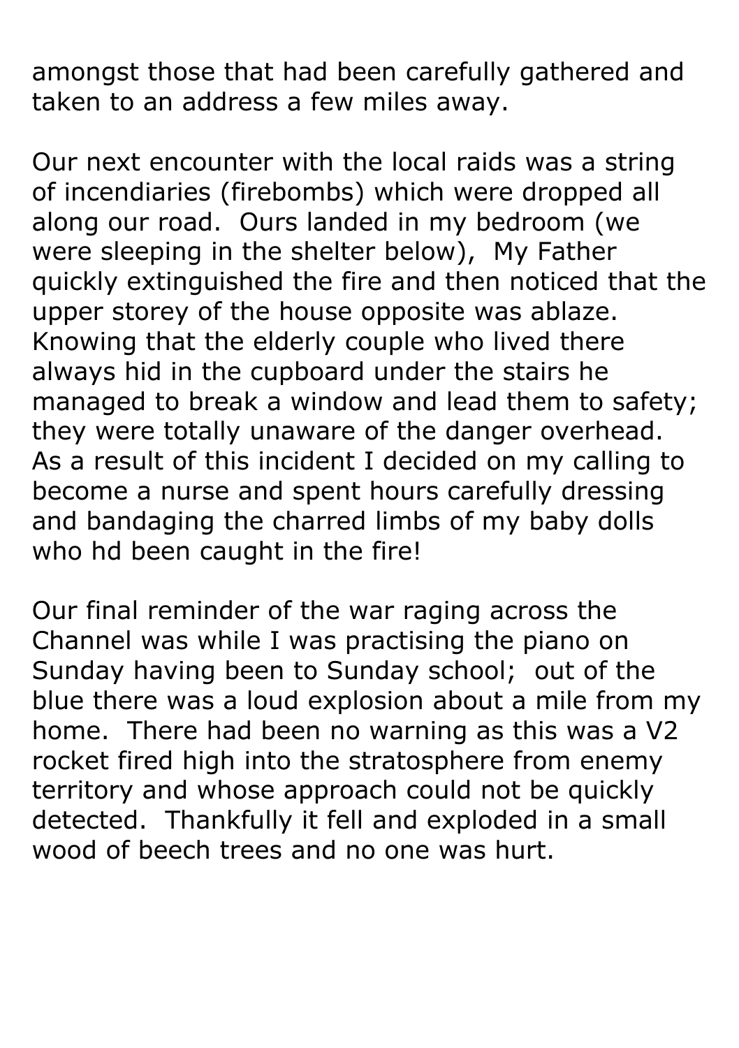amongst those that had been carefully gathered and taken to an address a few miles away.

Our next encounter with the local raids was a string of incendiaries (firebombs) which were dropped all along our road. Ours landed in my bedroom (we were sleeping in the shelter below), My Father quickly extinguished the fire and then noticed that the upper storey of the house opposite was ablaze. Knowing that the elderly couple who lived there always hid in the cupboard under the stairs he managed to break a window and lead them to safety; they were totally unaware of the danger overhead. As a result of this incident I decided on my calling to become a nurse and spent hours carefully dressing and bandaging the charred limbs of my baby dolls who hd been caught in the fire!

Our final reminder of the war raging across the Channel was while I was practising the piano on Sunday having been to Sunday school; out of the blue there was a loud explosion about a mile from my home. There had been no warning as this was a V2 rocket fired high into the stratosphere from enemy territory and whose approach could not be quickly detected. Thankfully it fell and exploded in a small wood of beech trees and no one was hurt.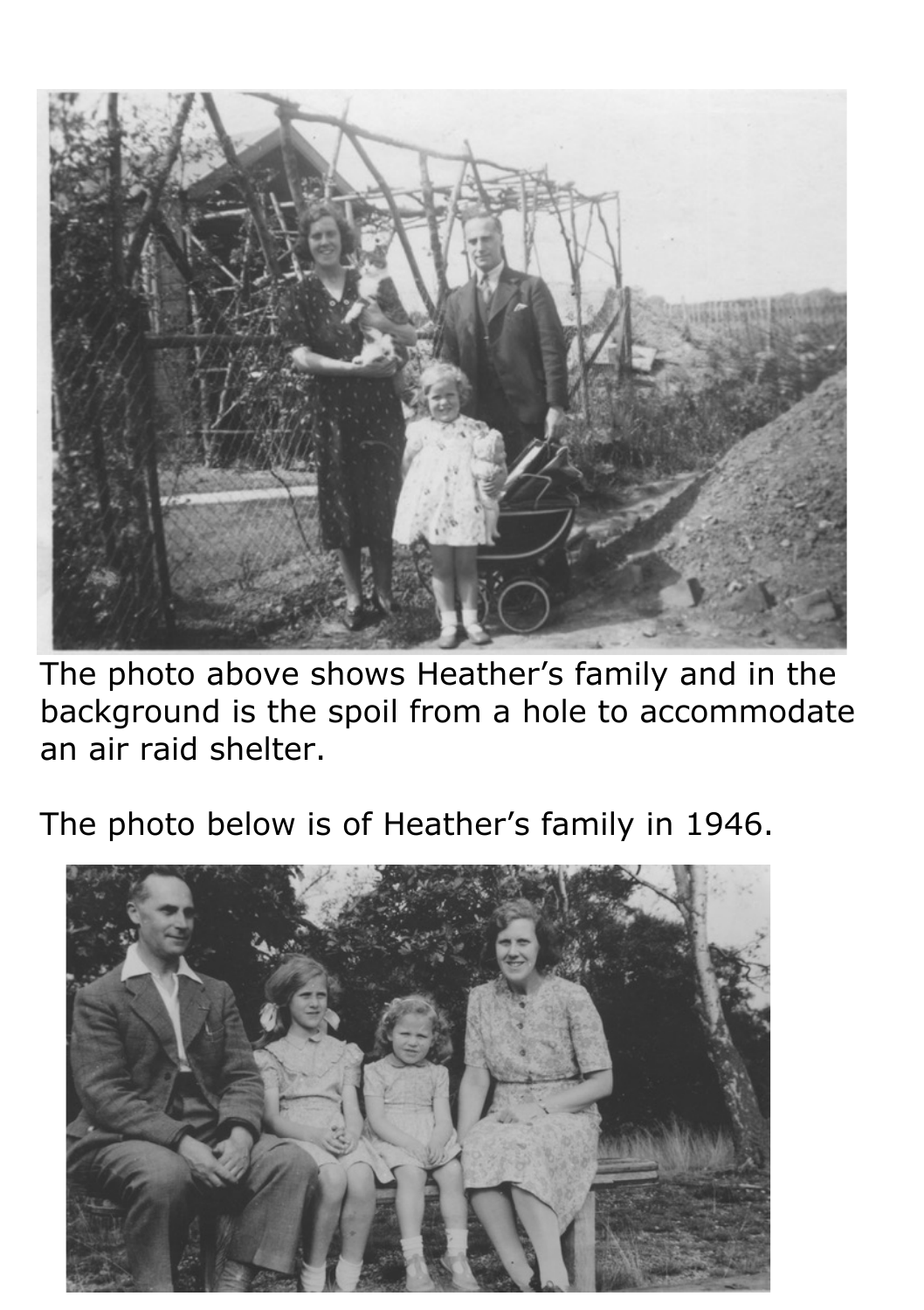The photo above shows Heather's family and in the background is the spoil from a hole to accommodate an air raid shelter.

The photo below is of Heather's family in 1946.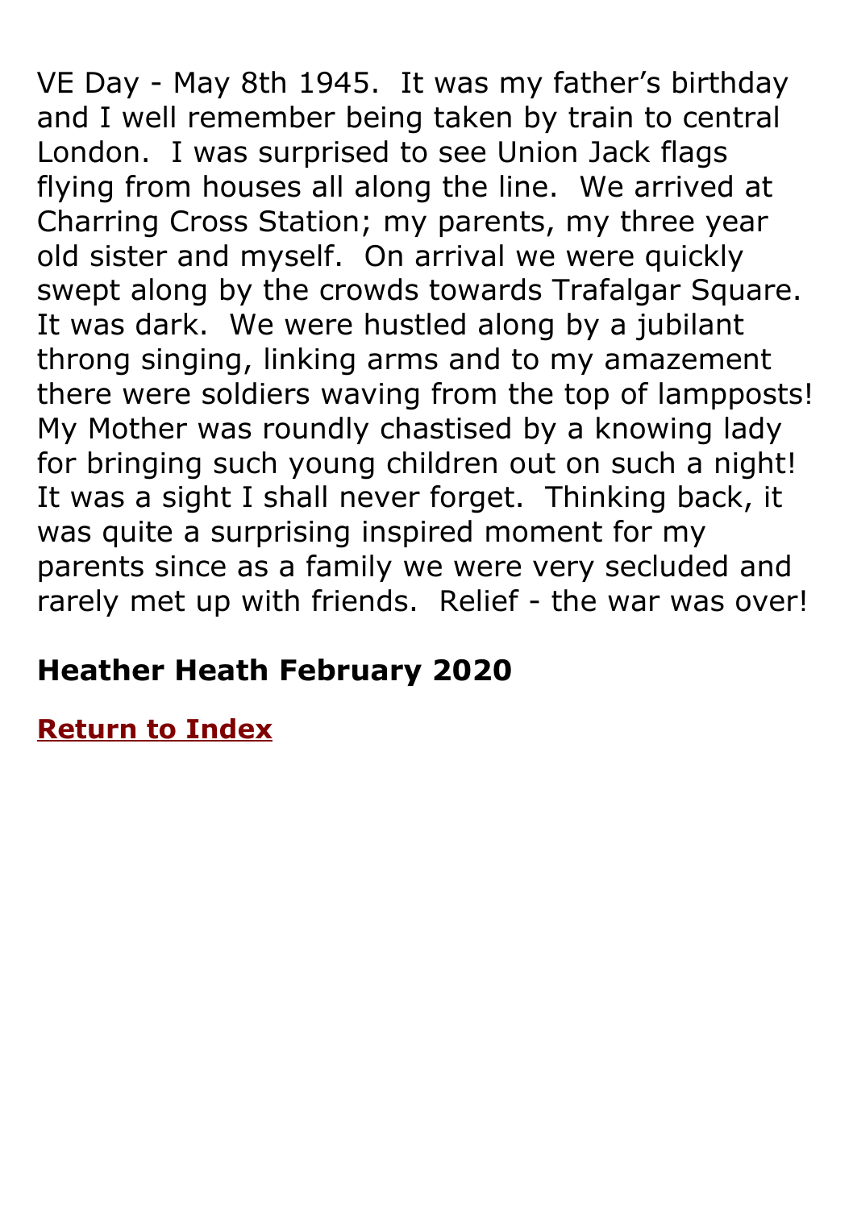VE Day - May 8th 1945. It was my father's birthday and I well remember being taken by train to central London. I was surprised to see Union Jack flags flying from houses all along the line. We arrived at Charring Cross Station; my parents, my three year old sister and myself. On arrival we were quickly swept along by the crowds towards Trafalgar Square. It was dark. We were hustled along by a jubilant throng singing, linking arms and to my amazement there were soldiers waving from the top of lampposts! My Mother was roundly chastised by a knowing lady for bringing such young children out on such a night! It was a sight I shall never forget. Thinking back, it was quite a surprising inspired moment for my parents since as a family we were very secluded and rarely met up with friends. Relief - the war was over!

**Heather Heath February 2020**

**Return to Index**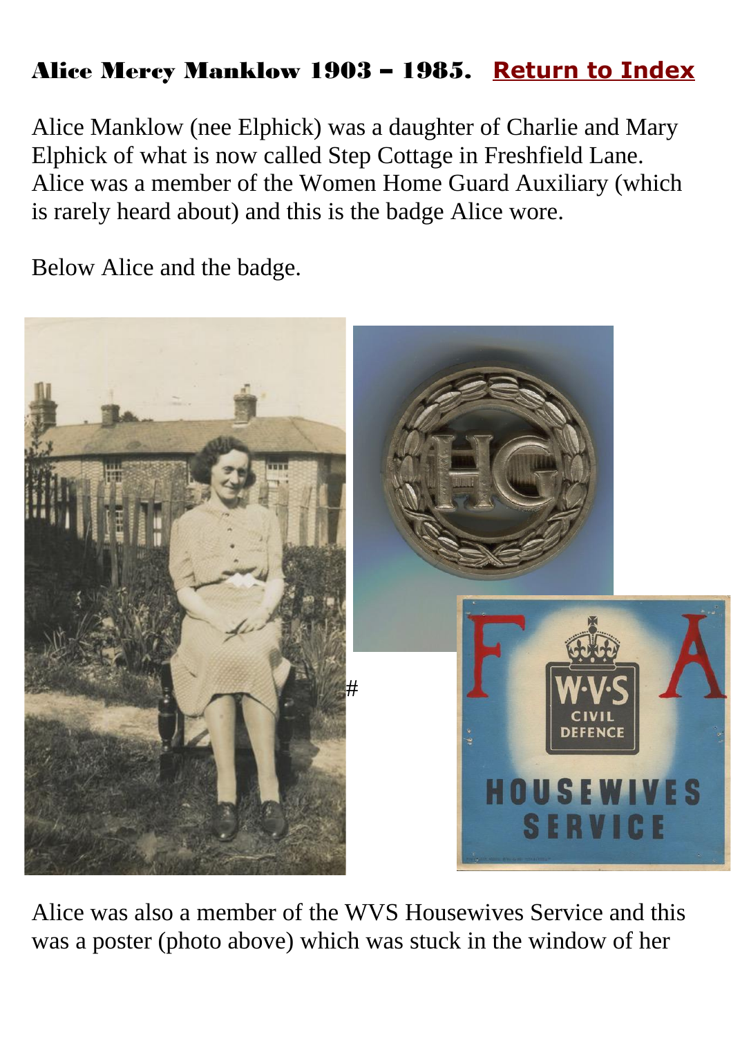## Alice Mercy Manklow 1903 – 1985. Return to Index

Alice Manklow (nee Elphick) was a daughter of Charlie and Mary Elphick of what is now called Step Cottage in Freshfield Lane. Alice was a member of the Women Home Guard Auxiliary (which is rarely heard about) and this is the badge Alice wore.

Below Alice and the badge.

#

Alice was also a member of the WVS Housewives Service and this was a poster (photo above) which was stuck in the window of her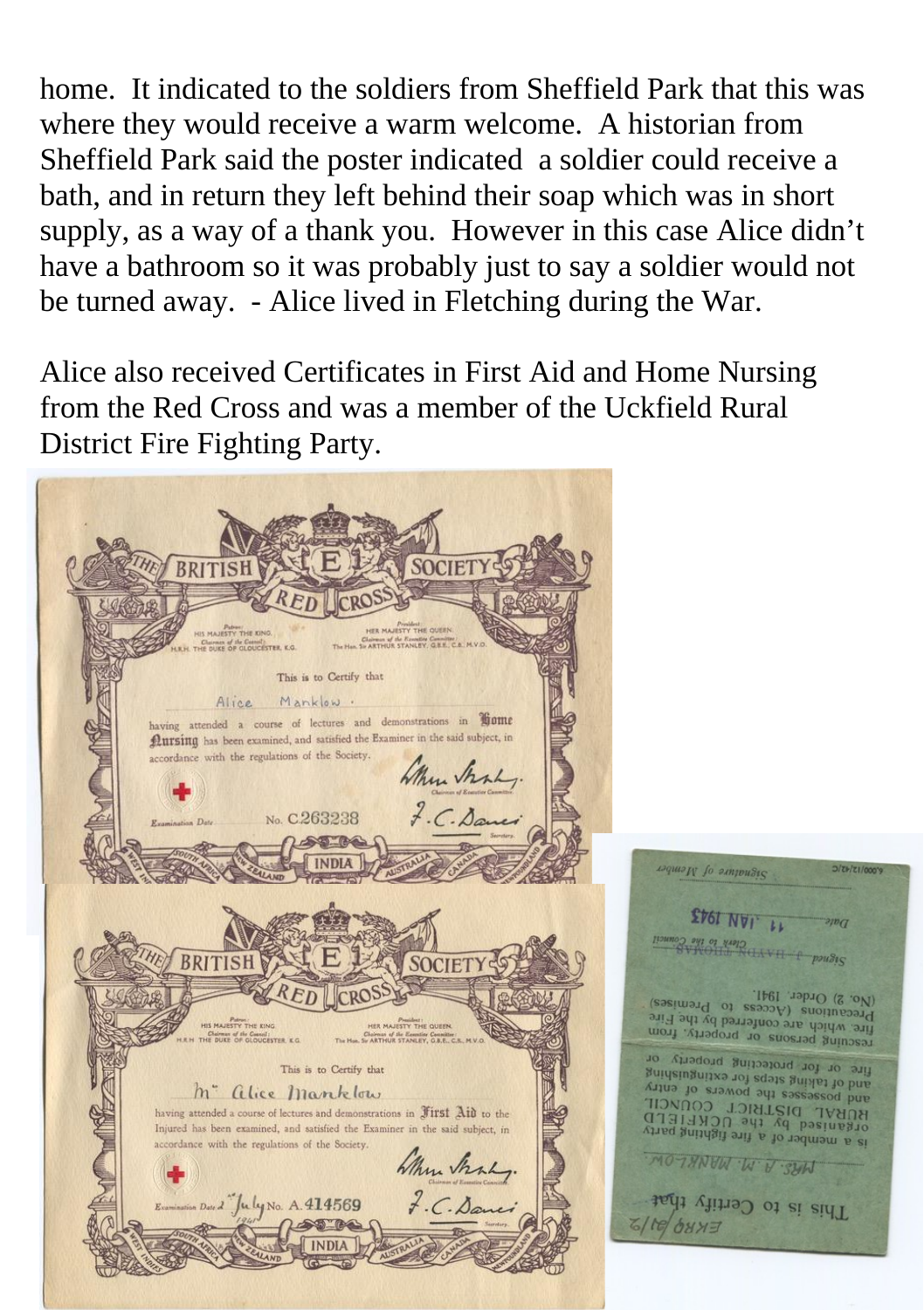home. It indicated to the soldiers from Sheffield Park that this was where they would receive a warm welcome. A historian from Sheffield Park said the poster indicated a soldier could receive a bath, and in return they left behind their soap which was in short supply, as a way of a thank you. However in this case Alice didn't have a bathroom so it was probably just to say a soldier would not be turned away. - Alice lived in Fletching during the War.

Alice also received Certificates in First Aid and Home Nursing from the Red Cross and was a member of the Uckfield Rural District Fire Fighting Party.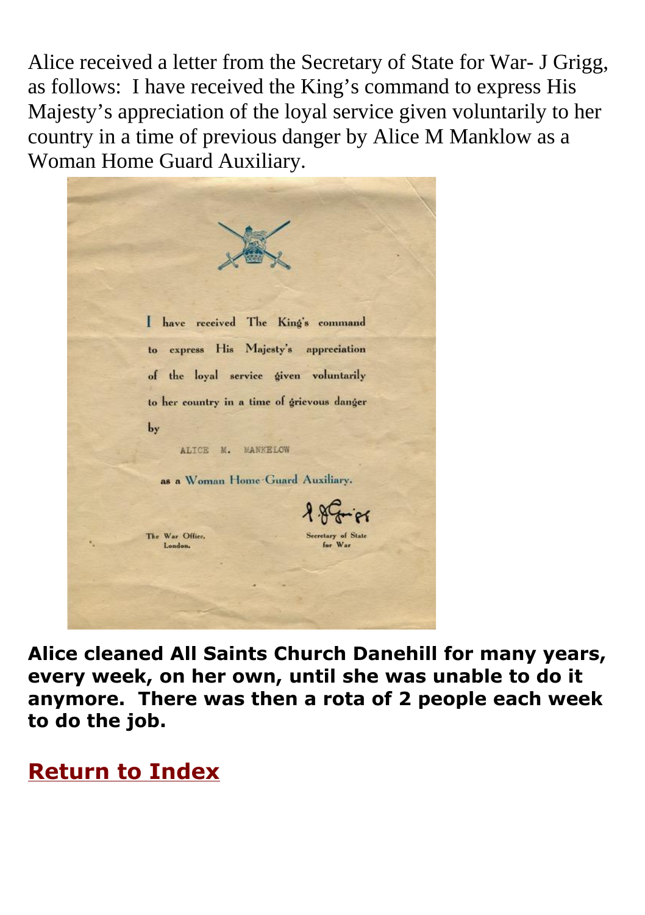Alice received a letter from the Secretary of State for War- J Grigg, as follows: I have received the King's command to express His Majesty's appreciation of the loyal service given voluntarily to her country in a time of previous danger by Alice M Manklow as a Woman Home Guard Auxiliary.

I have received The King's command to express His Majesty's appreciation of the loyal service given voluntarily to her country in a time of grievous danger by

ALICE M. MANKELOW

as a Woman Home Guard Auxiliary.

The War Office,
London.

P. J. Grigg
Secretary of State for War

**Alice cleaned All Saints Church Danehill for many years, every week, on her own, until she was unable to do it anymore. There was then a rota of 2 people each week to do the job.**

**Return to Index**